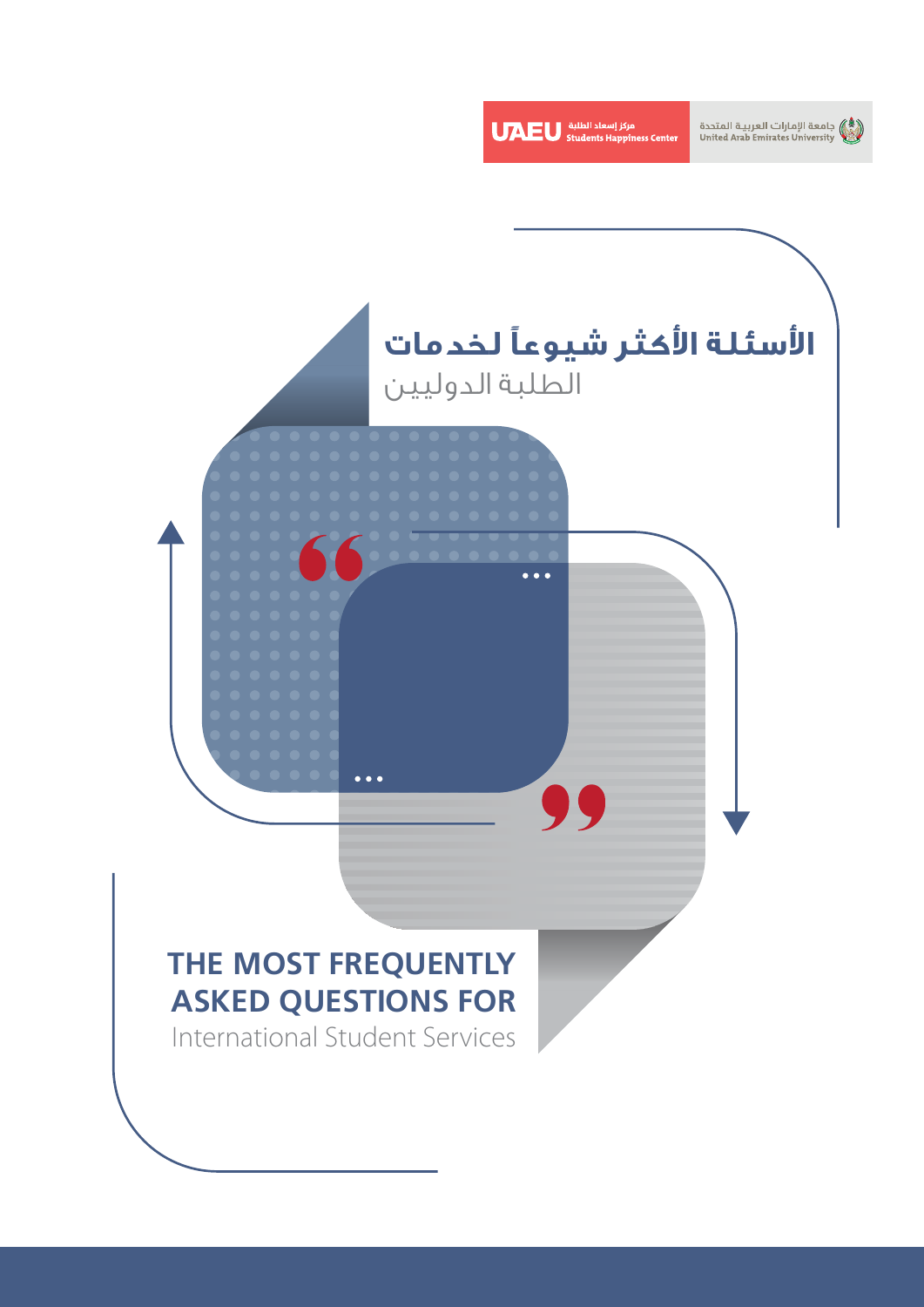مركز إسعاد الطلبة
UAEU Students Happiness Center

جامعة الإمارات العربية المتحدة
United Arab Emirates University

# الأسئلة الأكثر شيوعاً لخدمات
الطلبة الدوليين

# THE MOST FREQUENTLY ASKED QUESTIONS FOR
International Student Services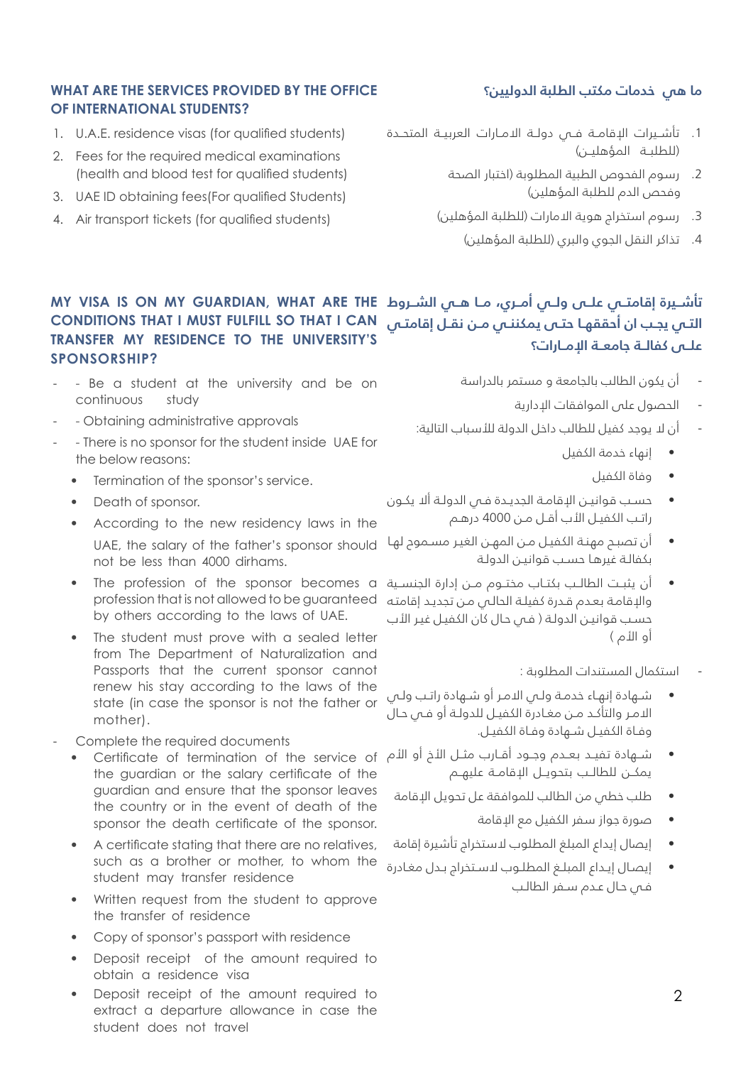## WHAT ARE THE SERVICES PROVIDED BY THE OFFICE OF INTERNATIONAL STUDENTS?

1. U.A.E. residence visas (for qualified students)
2. Fees for the required medical examinations (health and blood test for qualified students)
3. UAE ID obtaining fees(For qualified Students)
4. Air transport tickets (for qualified students)

## MY VISA IS ON MY GUARDIAN, WHAT ARE THE CONDITIONS THAT I MUST FULFILL SO THAT I CAN TRANSFER MY RESIDENCE TO THE UNIVERSITY'S SPONSORSHIP?

- - Be a student at the university and be on continuous study
- - Obtaining administrative approvals
- - There is no sponsor for the student inside UAE for the below reasons:
  - Termination of the sponsor's service.
  - Death of sponsor.
  - According to the new residency laws in the UAE, the salary of the father's sponsor should not be less than 4000 dirhams.
  - The profession of the sponsor becomes a profession that is not allowed to be guaranteed by others according to the laws of UAE.
  - The student must prove with a sealed letter from The Department of Naturalization and Passports that the current sponsor cannot renew his stay according to the laws of the state (in case the sponsor is not the father or mother).
- Complete the required documents
  - Certificate of termination of the service of the guardian or the salary certificate of the guardian and ensure that the sponsor leaves the country or in the event of death of the sponsor the death certificate of the sponsor.
  - A certificate stating that there are no relatives, such as a brother or mother, to whom the student may transfer residence
  - Written request from the student to approve the transfer of residence
  - Copy of sponsor's passport with residence
  - Deposit receipt of the amount required to obtain a residence visa
  - Deposit receipt of the amount required to extract a departure allowance in case the student does not travel

## ما هي خدمات مكتب الطلبة الدوليين؟

1. تأشيرات الإقامة في دولة الامارات العربية المتحدة (للطلبة المؤهلين)
2. رسوم الفحوص الطبية المطلوبة (اختبار الصحة وفحص الدم للطلبة المؤهلين)
3. رسوم استخراج هوية الامارات (للطلبة المؤهلين)
4. تذاكر النقل الجوي والبري (للطلبة المؤهلين)

## تأشيرة إقامتي على ولي أمري، ما هي الشروط التي يجب ان أحققها حتى يمكنني من نقل إقامتي على كفالة جامعة الإمارات؟

- أن يكون الطالب بالجامعة و مستمر بالدراسة
- الحصول على الموافقات الإدارية
- أن لا يوجد كفيل للطالب داخل الدولة للأسباب التالية:
  - إنهاء خدمة الكفيل
  - وفاة الكفيل
  - حسب قوانين الإقامة الجديدة في الدولة ألا يكون راتب الكفيل الأب أقل من 4000 درهم
  - أن تصبح مهنة الكفيل من المهن الغير مسموح لها بكفالة غيرها حسب قوانين الدولة
  - أن يثبت الطالب بكتاب مختوم من إدارة الجنسية والإقامة بعدم قدرة كفيلة الحالي من تجديد إقامته حسب قوانين الدولة ( في حال كان الكفيل غير الأب أو الأم )
- استكمال المستندات المطلوبة :
  - شهادة إنهاء خدمة ولي الامر أو شهادة راتب ولي الامر والتأكد من مغادرة الكفيل للدولة أو في حال وفاة الكفيل شهادة وفاة الكفيل.
  - شهادة تفيد بعدم وجود أقارب مثل الأخ أو الأم يمكن للطالب بتحويل الإقامة عليهم
  - طلب خطي من الطالب للموافقة عل تحويل الإقامة
  - صورة جواز سفر الكفيل مع الإقامة
  - إيصال إيداع المبلغ المطلوب لاستخراج تأشيرة إقامة
  - إيصال إيداع المبلغ المطلوب لاستخراج بدل مغادرة في حال عدم سفر الطالب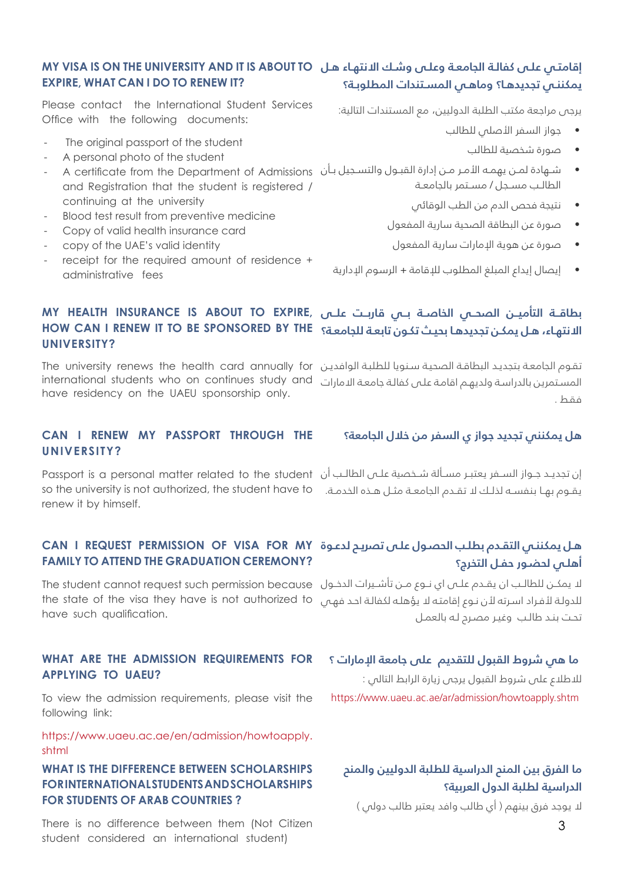## MY VISA IS ON THE UNIVERSITY AND IT IS ABOUT TO EXPIRE, WHAT CAN I DO TO RENEW IT?

Please contact the International Student Services Office with the following documents:

- The original passport of the student
- A personal photo of the student
- A certificate from the Department of Admissions and Registration that the student is registered / continuing at the university
- Blood test result from preventive medicine
- Copy of valid health insurance card
- copy of the UAE's valid identity
- receipt for the required amount of residence + administrative fees

## إقامتي على كفالة الجامعة وعلى وشك الانتهاء هل يمكنني تجديدها؟ وماهي المستندات المطلوبة؟

يرجى مراجعة مكتب الطلبة الدوليين، مع المستندات التالية:

- جواز السفر الأصلي للطالب
- صورة شخصية للطالب
- شهادة لمن يهمه الأمر من إدارة القبول والتسجيل بأن الطالب مسجل / مستمر بالجامعة
- نتيجة فحص الدم من الطب الوقائي
- صورة عن البطاقة الصحية سارية المفعول
- صورة عن هوية الإمارات سارية المفعول
- إيصال إيداع المبلغ المطلوب للإقامة + الرسوم الإدارية

## MY HEALTH INSURANCE IS ABOUT TO EXPIRE, HOW CAN I RENEW IT TO BE SPONSORED BY THE UNIVERSITY?

The university renews the health card annually for international students who on continues study and have residency on the UAEU sponsorship only.

## بطاقة التأمين الصحي الخاصة بي قاربت على الانتهاء، هل يمكن تجديدها بحيث تكون تابعة للجامعة؟

تقوم الجامعة بتجديد البطاقة الصحية سنويا للطلبة الوافدين المستمرين بالدراسة ولديهم اقامة على كفالة جامعة الامارات فقط.

## CAN I RENEW MY PASSPORT THROUGH THE UNIVERSITY?

Passport is a personal matter related to the student so the university is not authorized, the student have to renew it by himself.

## هل يمكنني تجديد جواز ي السفر من خلال الجامعة؟

إن تجديد جواز السفر يعتبر مسألة شخصية على الطالب أن يقوم بها بنفسه لذلك لا تقدم الجامعة مثل هذه الخدمة.

## CAN I REQUEST PERMISSION OF VISA FOR MY FAMILY TO ATTEND THE GRADUATION CEREMONY?

The student cannot request such permission because the state of the visa they have is not authorized to have such qualification.

## هل يمكنني التقدم بطلب الحصول على تصريح لدعوة أهلي لحضور حفل التخرج؟

لا يمكن للطالب ان يقدم على اي نوع من تأشيرات الدخول للدولة لأفراد اسرته لأن نوع إقامته لا يؤهله لكفالة احد فهي تحت بند طالب وغير مصرح له بالعمل

## WHAT ARE THE ADMISSION REQUIREMENTS FOR APPLYING TO UAEU?

To view the admission requirements, please visit the following link:

https://www.uaeu.ac.ae/en/admission/howtoapply.shtml

## ما هي شروط القبول للتقديم على جامعة الإمارات ؟

للاطلاع على شروط القبول يرجى زيارة الرابط التالي :

https://www.uaeu.ac.ae/ar/admission/howtoapply.shtm

## WHAT IS THE DIFFERENCE BETWEEN SCHOLARSHIPS FOR INTERNATIONAL STUDENTS AND SCHOLARSHIPS FOR STUDENTS OF ARAB COUNTRIES ?

There is no difference between them (Not Citizen student considered an international student)

## ما الفرق بين المنح الدراسية للطلبة الدوليين والمنح الدراسية لطلبة الدول العربية؟

لا يوجد فرق بينهم ( أي طالب وافد يعتبر طالب دولي )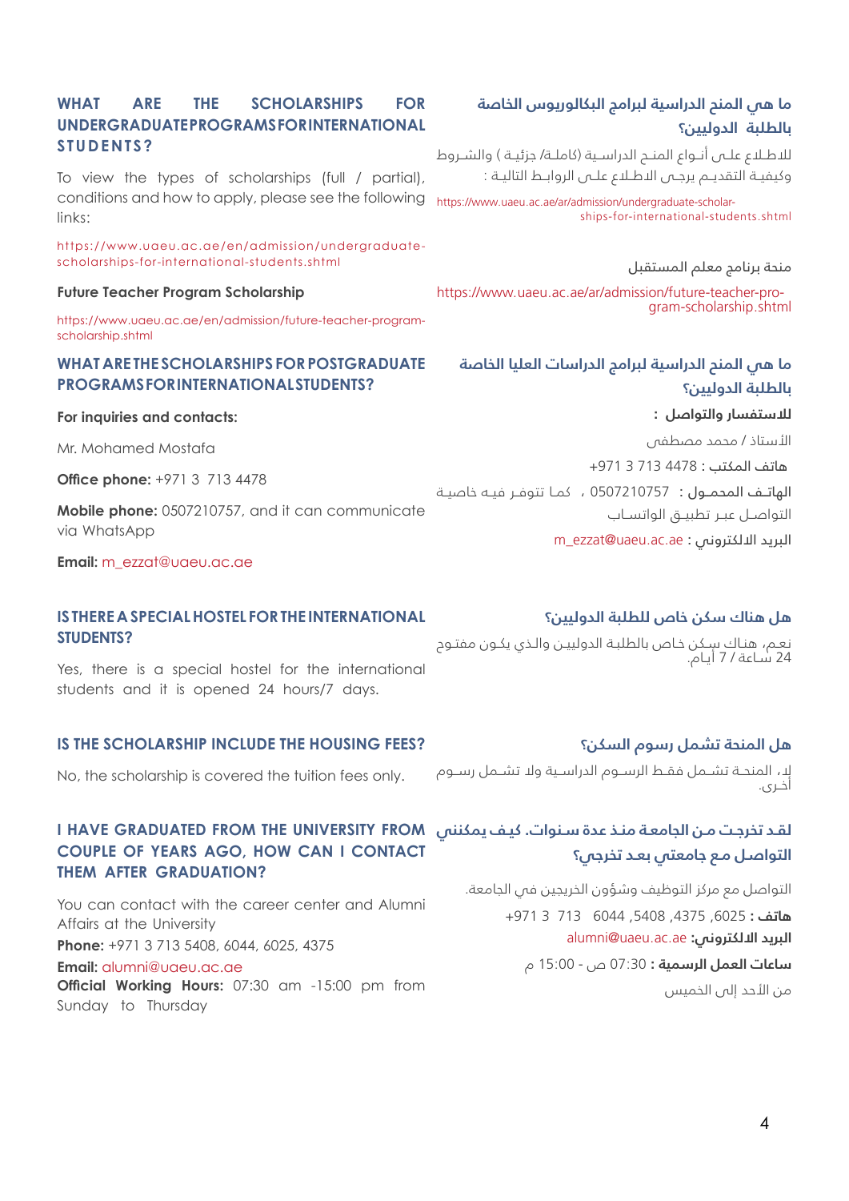## WHAT ARE THE SCHOLARSHIPS FOR UNDERGRADUATE PROGRAMS FOR INTERNATIONAL STUDENTS?

To view the types of scholarships (full / partial), conditions and how to apply, please see the following links:

https://www.uaeu.ac.ae/en/admission/undergraduate-scholarships-for-international-students.shtml

**Future Teacher Program Scholarship**

https://www.uaeu.ac.ae/en/admission/future-teacher-program-scholarship.shtml

## WHAT ARE THE SCHOLARSHIPS FOR POSTGRADUATE PROGRAMS FOR INTERNATIONAL STUDENTS?

**For inquiries and contacts:**

Mr. Mohamed Mostafa

**Office phone:** +971 3 713 4478

**Mobile phone:** 0507210757, and it can communicate via WhatsApp

**Email:** m_ezzat@uaeu.ac.ae

## IS THERE A SPECIAL HOSTEL FOR THE INTERNATIONAL STUDENTS?

Yes, there is a special hostel for the international students and it is opened 24 hours/7 days.

## IS THE SCHOLARSHIP INCLUDE THE HOUSING FEES?

No, the scholarship is covered the tuition fees only.

## I HAVE GRADUATED FROM THE UNIVERSITY FROM COUPLE OF YEARS AGO, HOW CAN I CONTACT THEM AFTER GRADUATION?

You can contact with the career center and Alumni Affairs at the University

**Phone:** +971 3 713 5408, 6044, 6025, 4375

**Email:** alumni@uaeu.ac.ae

**Official Working Hours:** 07:30 am -15:00 pm from Sunday to Thursday

## ما هي المنح الدراسية لبرامج البكالوريوس الخاصة بالطلبة الدوليين؟

للاطلاع على أنواع المنح الدراسية (كاملة/ جزئية ) والشروط وكيفية التقديم يرجى الاطلاع على الروابط التالية :

https://www.uaeu.ac.ae/ar/admission/undergraduate-scholarships-for-international-students.shtml

منحة برنامج معلم المستقبل

https://www.uaeu.ac.ae/ar/admission/future-teacher-program-scholarship.shtml

## ما هي المنح الدراسية لبرامج الدراسات العليا الخاصة بالطلبة الدوليين؟

**للاستفسار والتواصل :**

الأستاذ / محمد مصطفى

**هاتف المكتب :** 4478 713 3 971+

**الهاتف المحمول :** 0507210757 ، كما تتوفر فيه خاصية التواصل عبر تطبيق الواتساب

**البريد الالكتروني :** m_ezzat@uaeu.ac.ae

## هل هناك سكن خاص للطلبة الدوليين؟

نعم، هناك سكن خاص بالطلبة الدوليين والذي يكون مفتوح 24 ساعة / 7 أيام.

## هل المنحة تشمل رسوم السكن؟

لا، المنحة تشمل فقط الرسوم الدراسية ولا تشمل رسوم أخرى.

## لقد تخرجت من الجامعة منذ عدة سنوات. كيف يمكنني التواصل مع جامعتي بعد تخرجي؟

التواصل مع مركز التوظيف وشؤون الخريجين في الجامعة.

**هاتف :** 6025, 4375, 5408, 6044 713 3 971+

**البريد الالكتروني:** alumni@uaeu.ac.ae

**ساعات العمل الرسمية :** 07:30 ص - 15:00 م

من الأحد إلى الخميس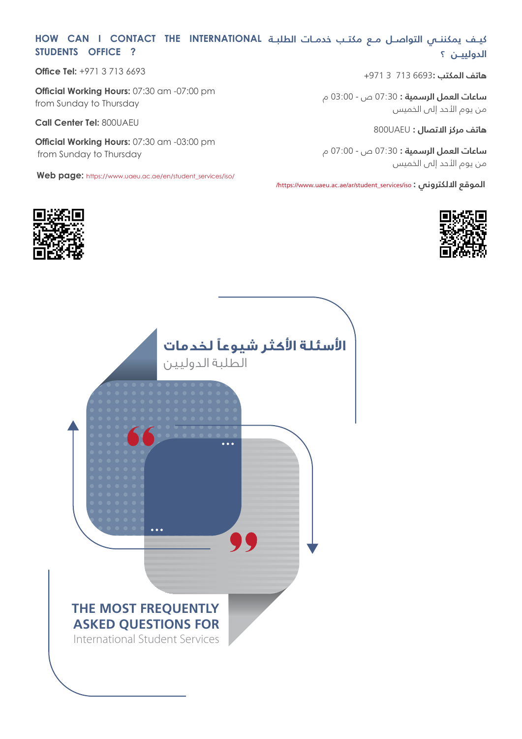## HOW CAN I CONTACT THE INTERNATIONAL STUDENTS OFFICE ?

**Office Tel:** +971 3 713 6693

**Official Working Hours:** 07:30 am -07:00 pm from Sunday to Thursday

**Call Center Tel:** 800UAEU

**Official Working Hours:** 07:30 am -03:00 pm from Sunday to Thursday

**Web page:** https://www.uaeu.ac.ae/en/student_services/iso/

## كيف يمكنني التواصل مع مكتب خدمات الطلبة الدوليين ؟

**هاتف المكتب:** 6693 713 3 971+

**ساعات العمل الرسمية :** 07:30 ص - 03:00 م من يوم الأحد إلى الخميس

**هاتف مركز الاتصال :** 800UAEU

**ساعات العمل الرسمية :** 07:30 ص - 07:00 م من يوم الأحد إلى الخميس

**الموقع الالكتروني :** https://www.uaeu.ac.ae/ar/student_services/iso/

# الأسئلة الأكثر شيوعاً لخدمات الطلبة الدوليين

# THE MOST FREQUENTLY ASKED QUESTIONS FOR International Student Services